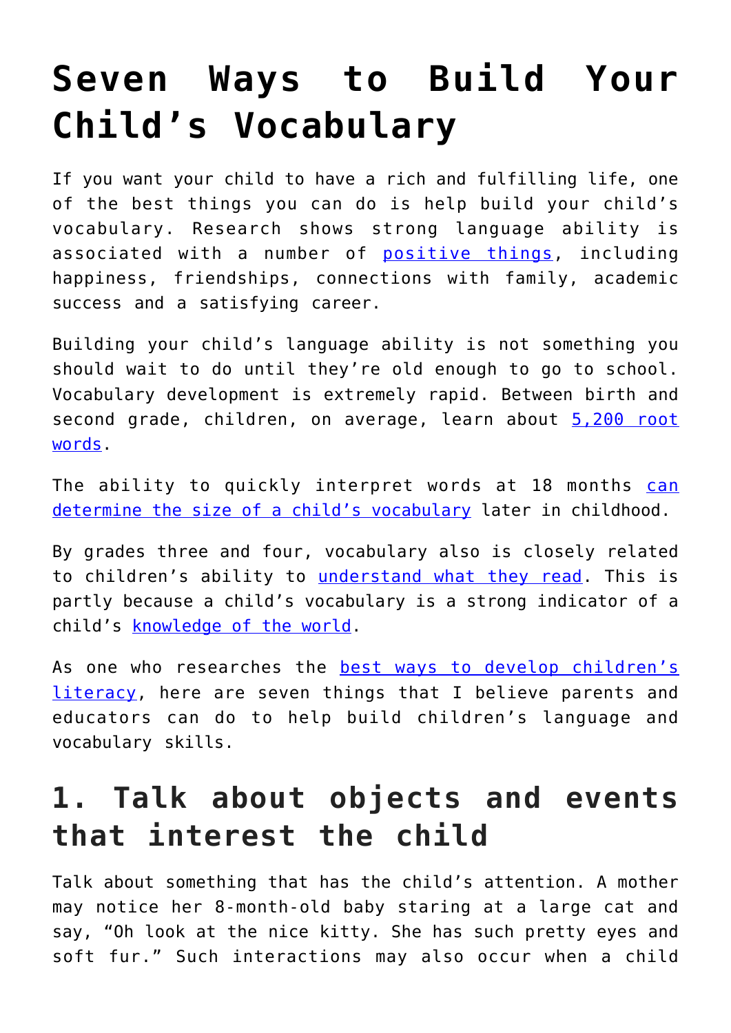# Seven Ways to Build Your Child's Vocabulary

If you want your child to have a rich and fulfilling life, one of the best things you can do is help build your child's vocabulary. Research shows strong language ability is associated with a number of positive things, including happiness, friendships, connections with family, academic success and a satisfying career.

Building your child's language ability is not something you should wait to do until they're old enough to go to school. Vocabulary development is extremely rapid. Between birth and second grade, children, on average, learn about 5,200 root words.

The ability to quickly interpret words at 18 months can determine the size of a child's vocabulary later in childhood.

By grades three and four, vocabulary also is closely related to children's ability to understand what they read. This is partly because a child's vocabulary is a strong indicator of a child's knowledge of the world.

As one who researches the best ways to develop children's literacy, here are seven things that I believe parents and educators can do to help build children's language and vocabulary skills.

## 1. Talk about objects and events that interest the child

Talk about something that has the child's attention. A mother may notice her 8-month-old baby staring at a large cat and say, "Oh look at the nice kitty. She has such pretty eyes and soft fur." Such interactions may also occur when a child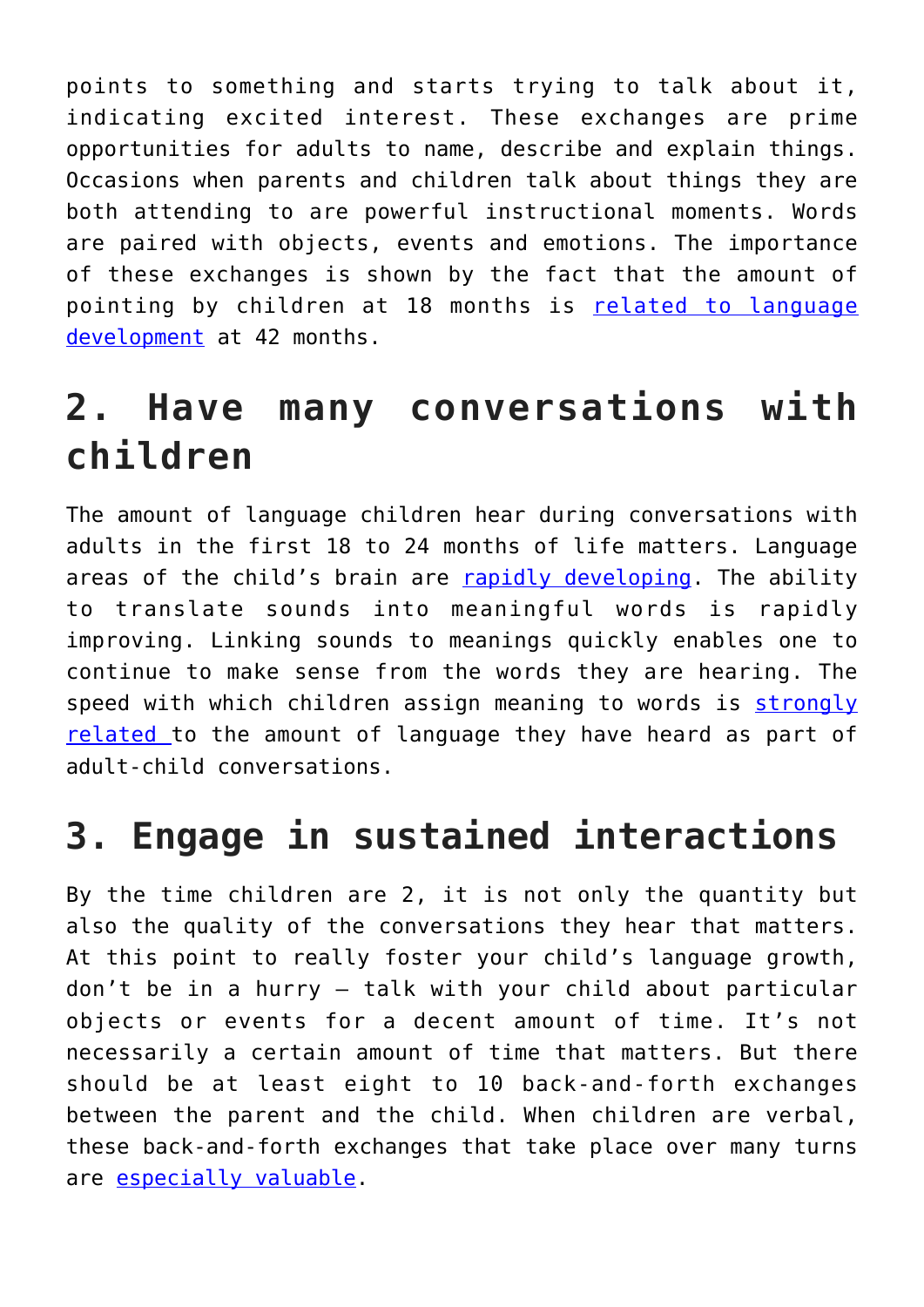points to something and starts trying to talk about it, indicating excited interest. These exchanges are prime opportunities for adults to name, describe and explain things. Occasions when parents and children talk about things they are both attending to are powerful instructional moments. Words are paired with objects, events and emotions. The importance of these exchanges is shown by the fact that the amount of pointing by children at 18 months is related to language development at 42 months.

## 2. Have many conversations with children

The amount of language children hear during conversations with adults in the first 18 to 24 months of life matters. Language areas of the child's brain are rapidly developing. The ability to translate sounds into meaningful words is rapidly improving. Linking sounds to meanings quickly enables one to continue to make sense from the words they are hearing. The speed with which children assign meaning to words is strongly related to the amount of language they have heard as part of adult-child conversations.

## 3. Engage in sustained interactions

By the time children are 2, it is not only the quantity but also the quality of the conversations they hear that matters. At this point to really foster your child's language growth, don't be in a hurry – talk with your child about particular objects or events for a decent amount of time. It's not necessarily a certain amount of time that matters. But there should be at least eight to 10 back-and-forth exchanges between the parent and the child. When children are verbal, these back-and-forth exchanges that take place over many turns are especially valuable.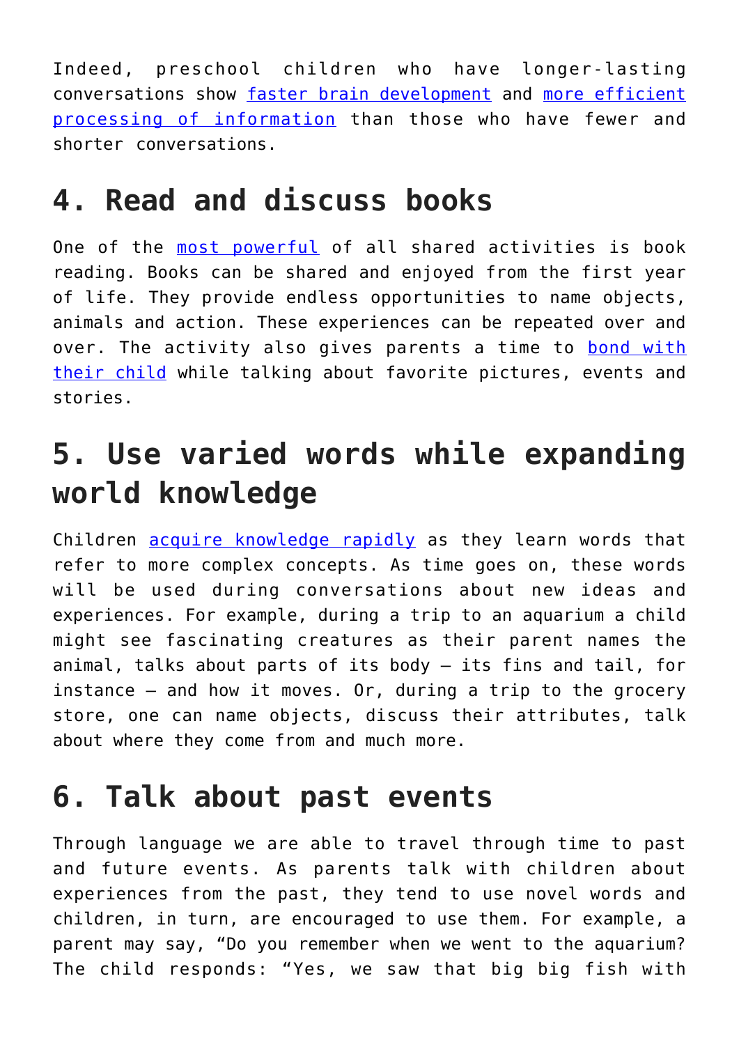Indeed, preschool children who have longer-lasting conversations show faster brain development and more efficient processing of information than those who have fewer and shorter conversations.

## 4. Read and discuss books

One of the most powerful of all shared activities is book reading. Books can be shared and enjoyed from the first year of life. They provide endless opportunities to name objects, animals and action. These experiences can be repeated over and over. The activity also gives parents a time to bond with their child while talking about favorite pictures, events and stories.

## 5. Use varied words while expanding world knowledge

Children acquire knowledge rapidly as they learn words that refer to more complex concepts. As time goes on, these words will be used during conversations about new ideas and experiences. For example, during a trip to an aquarium a child might see fascinating creatures as their parent names the animal, talks about parts of its body – its fins and tail, for instance – and how it moves. Or, during a trip to the grocery store, one can name objects, discuss their attributes, talk about where they come from and much more.

## 6. Talk about past events

Through language we are able to travel through time to past and future events. As parents talk with children about experiences from the past, they tend to use novel words and children, in turn, are encouraged to use them. For example, a parent may say, "Do you remember when we went to the aquarium? The child responds: "Yes, we saw that big big fish with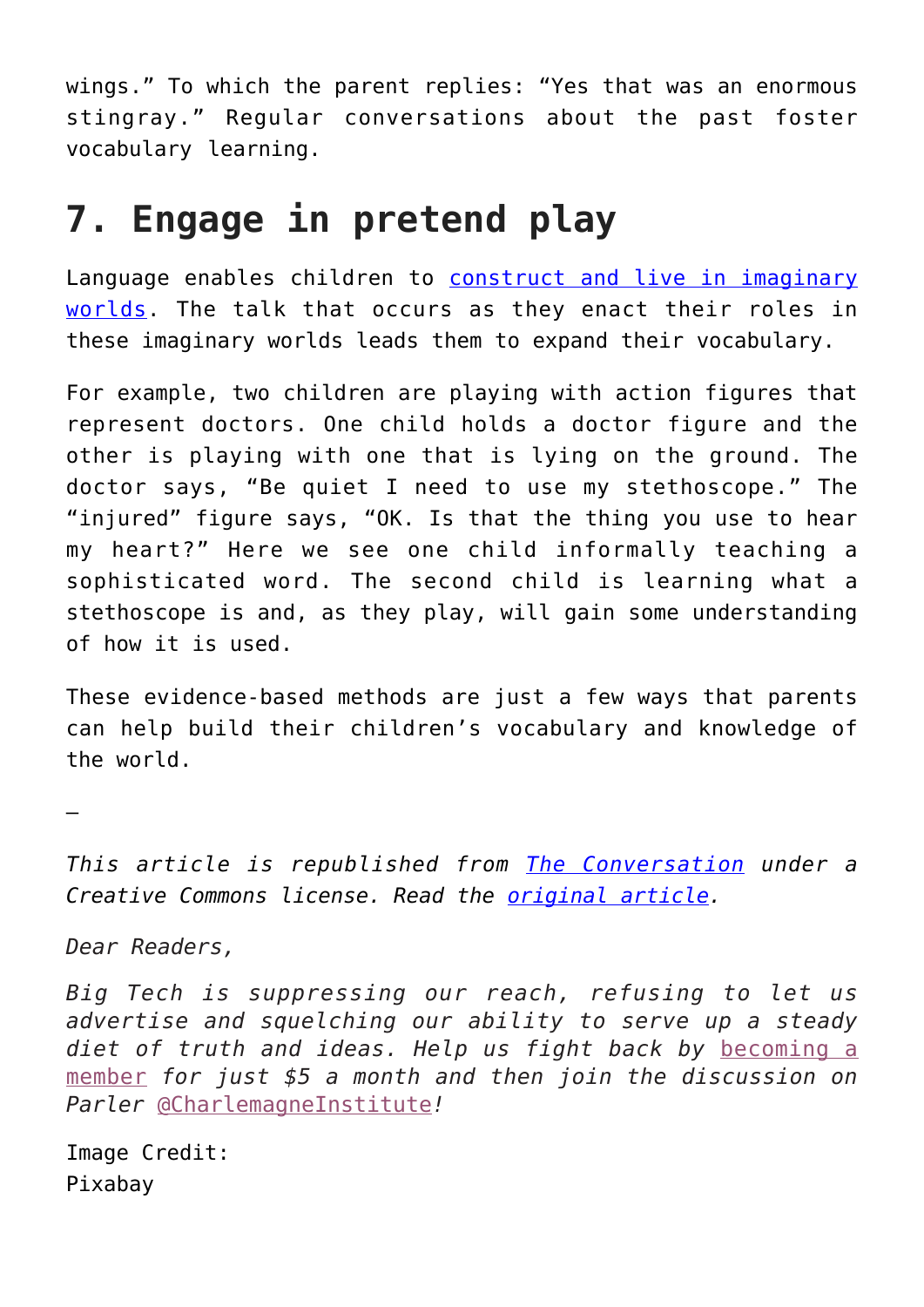wings." To which the parent replies: "Yes that was an enormous stingray." Regular conversations about the past foster vocabulary learning.

## 7. Engage in pretend play

Language enables children to construct and live in imaginary worlds. The talk that occurs as they enact their roles in these imaginary worlds leads them to expand their vocabulary.

For example, two children are playing with action figures that represent doctors. One child holds a doctor figure and the other is playing with one that is lying on the ground. The doctor says, "Be quiet I need to use my stethoscope." The "injured" figure says, "OK. Is that the thing you use to hear my heart?" Here we see one child informally teaching a sophisticated word. The second child is learning what a stethoscope is and, as they play, will gain some understanding of how it is used.

These evidence-based methods are just a few ways that parents can help build their children's vocabulary and knowledge of the world.

—

*This article is republished from The Conversation under a Creative Commons license. Read the original article.*

*Dear Readers,*

*Big Tech is suppressing our reach, refusing to let us advertise and squelching our ability to serve up a steady diet of truth and ideas. Help us fight back by becoming a member for just $5 a month and then join the discussion on Parler @CharlemagneInstitute!*

Image Credit:
Pixabay